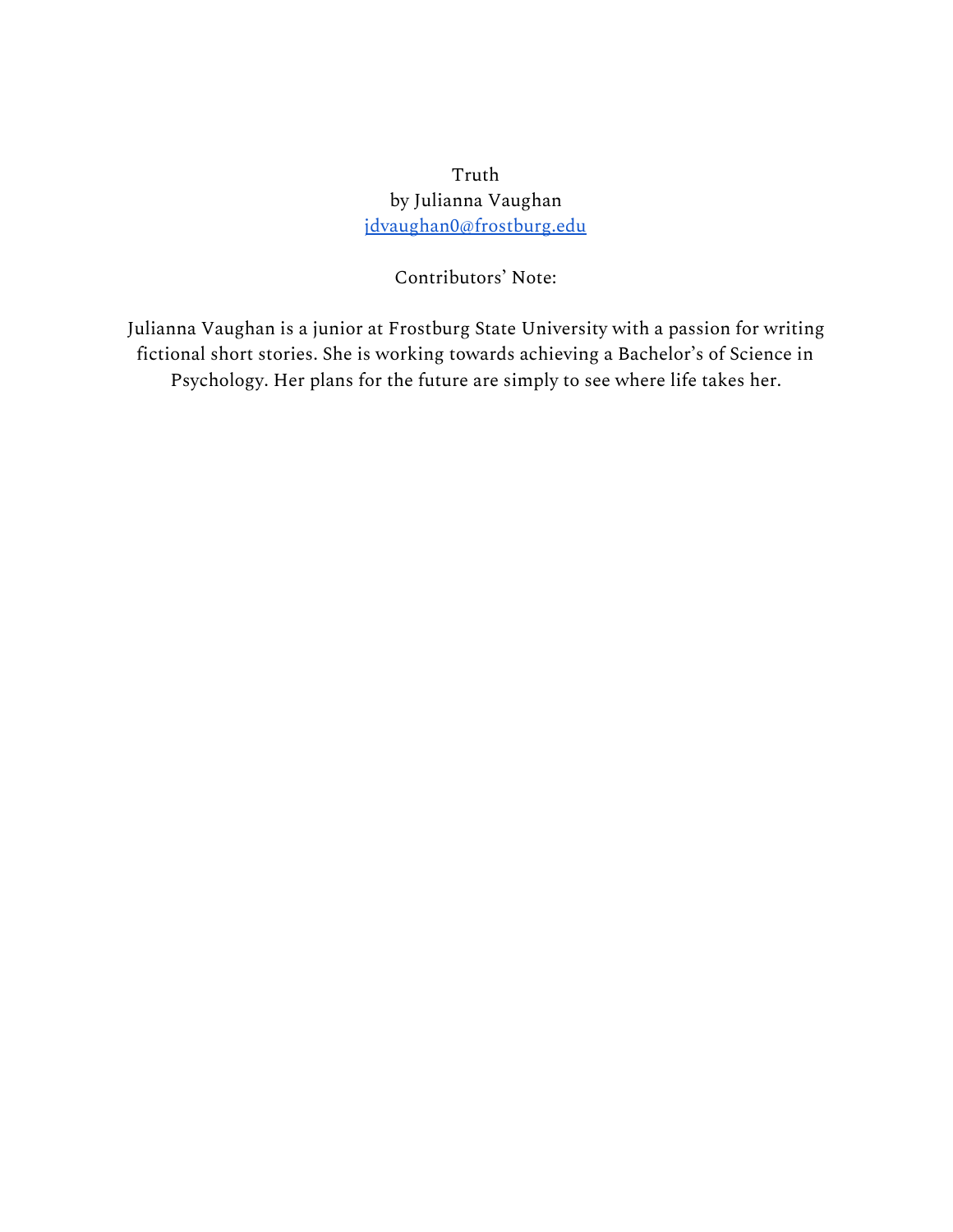# Truth

by Julianna Vaughan

jdvaughan0@frostburg.edu

Contributors' Note:

Julianna Vaughan is a junior at Frostburg State University with a passion for writing fictional short stories. She is working towards achieving a Bachelor's of Science in Psychology. Her plans for the future are simply to see where life takes her.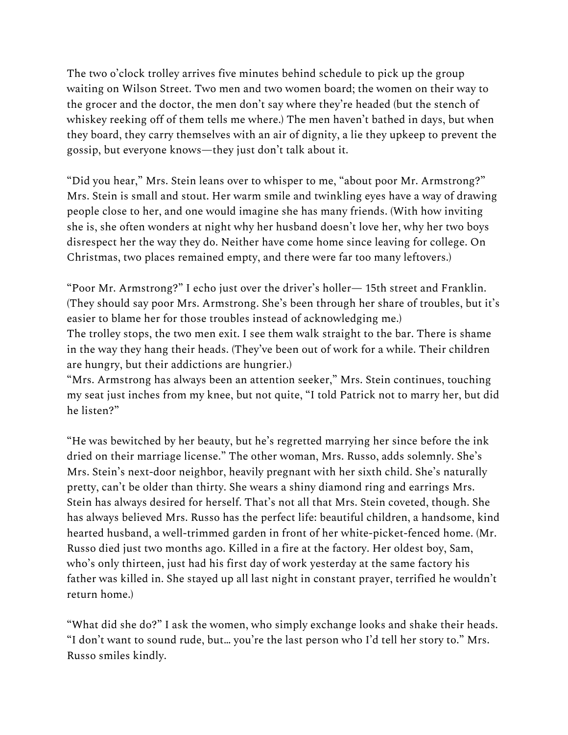The two o'clock trolley arrives five minutes behind schedule to pick up the group waiting on Wilson Street. Two men and two women board; the women on their way to the grocer and the doctor, the men don't say where they're headed (but the stench of whiskey reeking off of them tells me where.) The men haven't bathed in days, but when they board, they carry themselves with an air of dignity, a lie they upkeep to prevent the gossip, but everyone knows—they just don't talk about it.

"Did you hear," Mrs. Stein leans over to whisper to me, "about poor Mr. Armstrong?" Mrs. Stein is small and stout. Her warm smile and twinkling eyes have a way of drawing people close to her, and one would imagine she has many friends. (With how inviting she is, she often wonders at night why her husband doesn't love her, why her two boys disrespect her the way they do. Neither have come home since leaving for college. On Christmas, two places remained empty, and there were far too many leftovers.)

"Poor Mr. Armstrong?" I echo just over the driver's holler— 15th street and Franklin. (They should say poor Mrs. Armstrong. She's been through her share of troubles, but it's easier to blame her for those troubles instead of acknowledging me.)
The trolley stops, the two men exit. I see them walk straight to the bar. There is shame in the way they hang their heads. (They've been out of work for a while. Their children are hungry, but their addictions are hungrier.)
"Mrs. Armstrong has always been an attention seeker," Mrs. Stein continues, touching my seat just inches from my knee, but not quite, "I told Patrick not to marry her, but did he listen?"

"He was bewitched by her beauty, but he's regretted marrying her since before the ink dried on their marriage license." The other woman, Mrs. Russo, adds solemnly. She's Mrs. Stein's next-door neighbor, heavily pregnant with her sixth child. She's naturally pretty, can't be older than thirty. She wears a shiny diamond ring and earrings Mrs. Stein has always desired for herself. That's not all that Mrs. Stein coveted, though. She has always believed Mrs. Russo has the perfect life: beautiful children, a handsome, kind hearted husband, a well-trimmed garden in front of her white-picket-fenced home. (Mr. Russo died just two months ago. Killed in a fire at the factory. Her oldest boy, Sam, who's only thirteen, just had his first day of work yesterday at the same factory his father was killed in. She stayed up all last night in constant prayer, terrified he wouldn't return home.)

"What did she do?" I ask the women, who simply exchange looks and shake their heads. "I don't want to sound rude, but… you're the last person who I'd tell her story to." Mrs. Russo smiles kindly.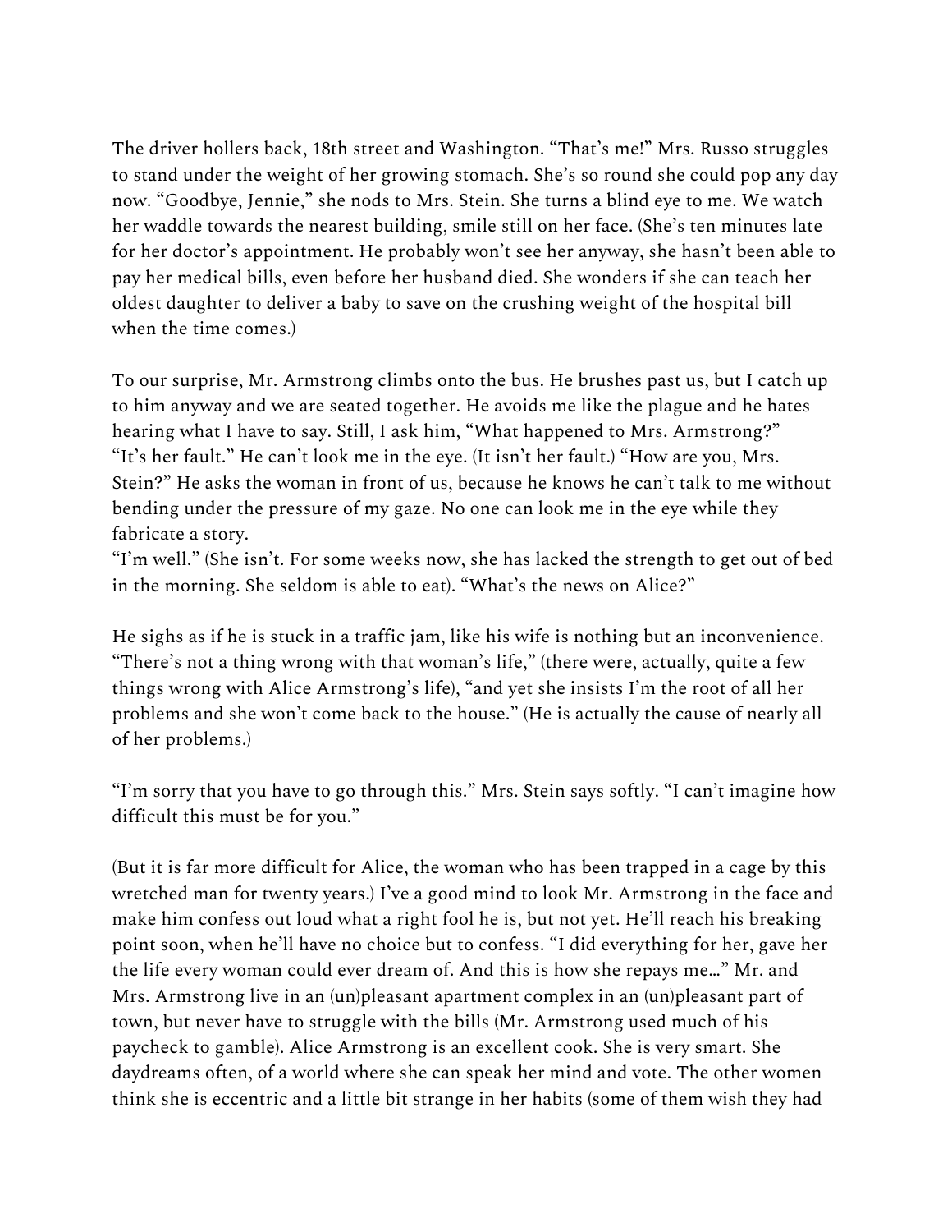The driver hollers back, 18th street and Washington. "That's me!" Mrs. Russo struggles to stand under the weight of her growing stomach. She's so round she could pop any day now. "Goodbye, Jennie," she nods to Mrs. Stein. She turns a blind eye to me. We watch her waddle towards the nearest building, smile still on her face. (She's ten minutes late for her doctor's appointment. He probably won't see her anyway, she hasn't been able to pay her medical bills, even before her husband died. She wonders if she can teach her oldest daughter to deliver a baby to save on the crushing weight of the hospital bill when the time comes.)

To our surprise, Mr. Armstrong climbs onto the bus. He brushes past us, but I catch up to him anyway and we are seated together. He avoids me like the plague and he hates hearing what I have to say. Still, I ask him, "What happened to Mrs. Armstrong?"
"It's her fault." He can't look me in the eye. (It isn't her fault.) "How are you, Mrs. Stein?" He asks the woman in front of us, because he knows he can't talk to me without bending under the pressure of my gaze. No one can look me in the eye while they fabricate a story.
"I'm well." (She isn't. For some weeks now, she has lacked the strength to get out of bed in the morning. She seldom is able to eat). "What's the news on Alice?"

He sighs as if he is stuck in a traffic jam, like his wife is nothing but an inconvenience. "There's not a thing wrong with that woman's life," (there were, actually, quite a few things wrong with Alice Armstrong's life), "and yet she insists I'm the root of all her problems and she won't come back to the house." (He is actually the cause of nearly all of her problems.)

"I'm sorry that you have to go through this." Mrs. Stein says softly. "I can't imagine how difficult this must be for you."

(But it is far more difficult for Alice, the woman who has been trapped in a cage by this wretched man for twenty years.) I've a good mind to look Mr. Armstrong in the face and make him confess out loud what a right fool he is, but not yet. He'll reach his breaking point soon, when he'll have no choice but to confess. "I did everything for her, gave her the life every woman could ever dream of. And this is how she repays me…" Mr. and Mrs. Armstrong live in an (un)pleasant apartment complex in an (un)pleasant part of town, but never have to struggle with the bills (Mr. Armstrong used much of his paycheck to gamble). Alice Armstrong is an excellent cook. She is very smart. She daydreams often, of a world where she can speak her mind and vote. The other women think she is eccentric and a little bit strange in her habits (some of them wish they had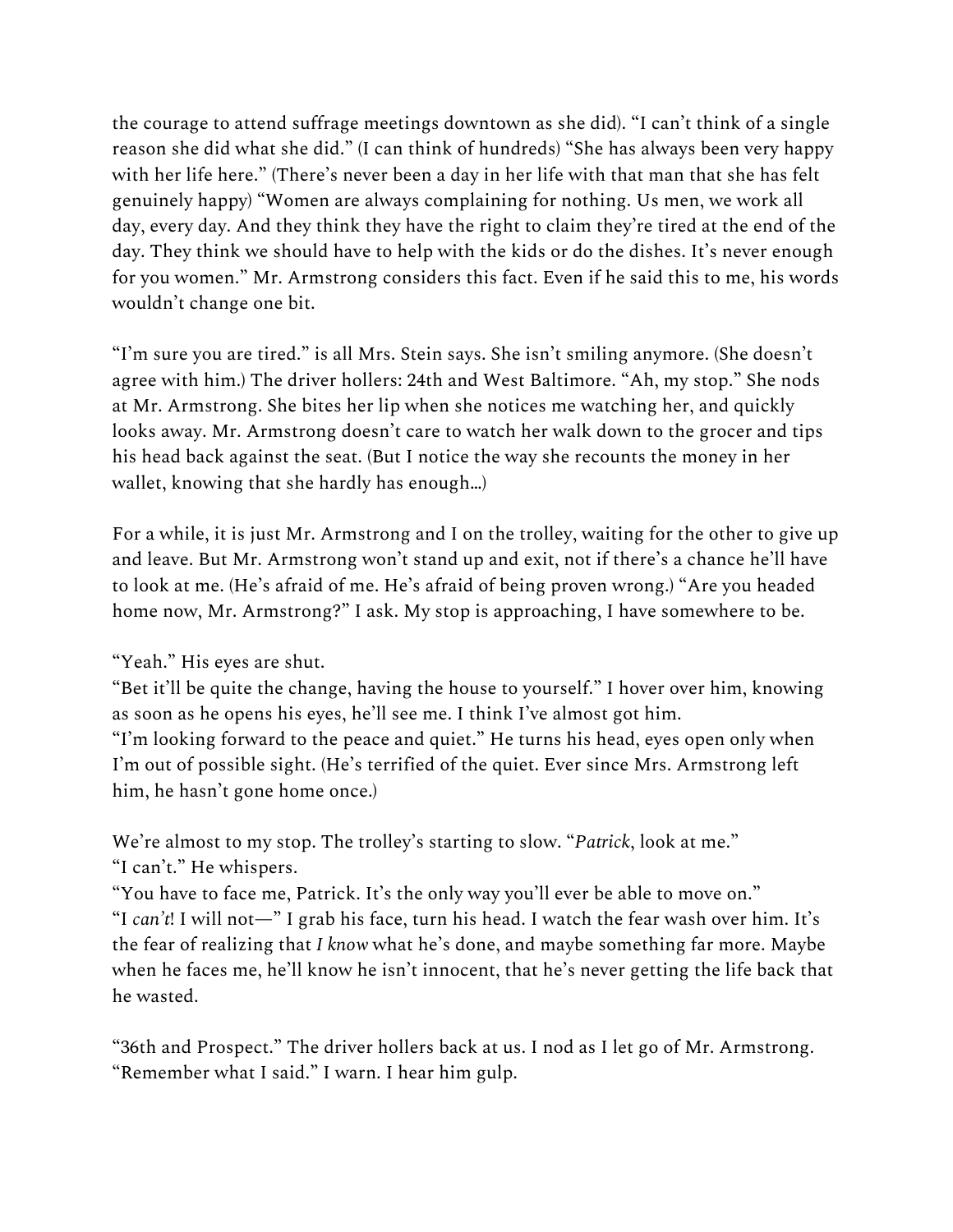the courage to attend suffrage meetings downtown as she did). "I can't think of a single reason she did what she did." (I can think of hundreds) "She has always been very happy with her life here." (There's never been a day in her life with that man that she has felt genuinely happy) "Women are always complaining for nothing. Us men, we work all day, every day. And they think they have the right to claim they're tired at the end of the day. They think we should have to help with the kids or do the dishes. It's never enough for you women." Mr. Armstrong considers this fact. Even if he said this to me, his words wouldn't change one bit.

"I'm sure you are tired." is all Mrs. Stein says. She isn't smiling anymore. (She doesn't agree with him.) The driver hollers: 24th and West Baltimore. "Ah, my stop." She nods at Mr. Armstrong. She bites her lip when she notices me watching her, and quickly looks away. Mr. Armstrong doesn't care to watch her walk down to the grocer and tips his head back against the seat. (But I notice the way she recounts the money in her wallet, knowing that she hardly has enough...)

For a while, it is just Mr. Armstrong and I on the trolley, waiting for the other to give up and leave. But Mr. Armstrong won't stand up and exit, not if there's a chance he'll have to look at me. (He's afraid of me. He's afraid of being proven wrong.) "Are you headed home now, Mr. Armstrong?" I ask. My stop is approaching, I have somewhere to be.

"Yeah." His eyes are shut.
"Bet it'll be quite the change, having the house to yourself." I hover over him, knowing as soon as he opens his eyes, he'll see me. I think I've almost got him.
"I'm looking forward to the peace and quiet." He turns his head, eyes open only when I'm out of possible sight. (He's terrified of the quiet. Ever since Mrs. Armstrong left him, he hasn't gone home once.)

We're almost to my stop. The trolley's starting to slow. "*Patrick*, look at me."
"I can't." He whispers.
"You have to face me, Patrick. It's the only way you'll ever be able to move on."
"I *can't*! I will not—" I grab his face, turn his head. I watch the fear wash over him. It's the fear of realizing that *I know* what he's done, and maybe something far more. Maybe when he faces me, he'll know he isn't innocent, that he's never getting the life back that he wasted.

"36th and Prospect." The driver hollers back at us. I nod as I let go of Mr. Armstrong. "Remember what I said." I warn. I hear him gulp.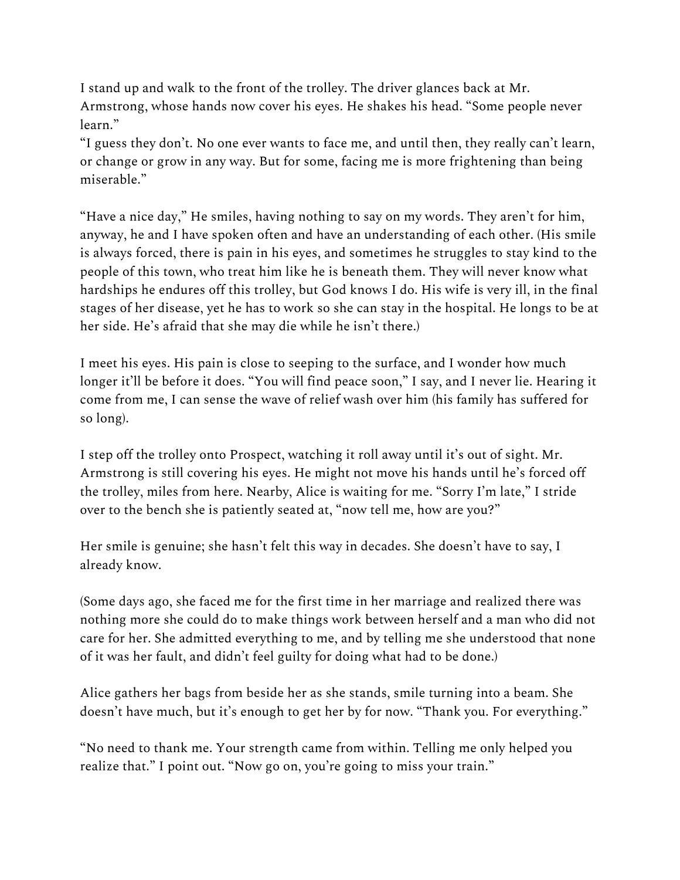I stand up and walk to the front of the trolley. The driver glances back at Mr. Armstrong, whose hands now cover his eyes. He shakes his head. "Some people never learn."
"I guess they don't. No one ever wants to face me, and until then, they really can't learn, or change or grow in any way. But for some, facing me is more frightening than being miserable."

"Have a nice day," He smiles, having nothing to say on my words. They aren't for him, anyway, he and I have spoken often and have an understanding of each other. (His smile is always forced, there is pain in his eyes, and sometimes he struggles to stay kind to the people of this town, who treat him like he is beneath them. They will never know what hardships he endures off this trolley, but God knows I do. His wife is very ill, in the final stages of her disease, yet he has to work so she can stay in the hospital. He longs to be at her side. He's afraid that she may die while he isn't there.)

I meet his eyes. His pain is close to seeping to the surface, and I wonder how much longer it'll be before it does. "You will find peace soon," I say, and I never lie. Hearing it come from me, I can sense the wave of relief wash over him (his family has suffered for so long).

I step off the trolley onto Prospect, watching it roll away until it's out of sight. Mr. Armstrong is still covering his eyes. He might not move his hands until he's forced off the trolley, miles from here. Nearby, Alice is waiting for me. "Sorry I'm late," I stride over to the bench she is patiently seated at, "now tell me, how are you?"

Her smile is genuine; she hasn't felt this way in decades. She doesn't have to say, I already know.

(Some days ago, she faced me for the first time in her marriage and realized there was nothing more she could do to make things work between herself and a man who did not care for her. She admitted everything to me, and by telling me she understood that none of it was her fault, and didn't feel guilty for doing what had to be done.)

Alice gathers her bags from beside her as she stands, smile turning into a beam. She doesn't have much, but it's enough to get her by for now. "Thank you. For everything."

"No need to thank me. Your strength came from within. Telling me only helped you realize that." I point out. "Now go on, you're going to miss your train."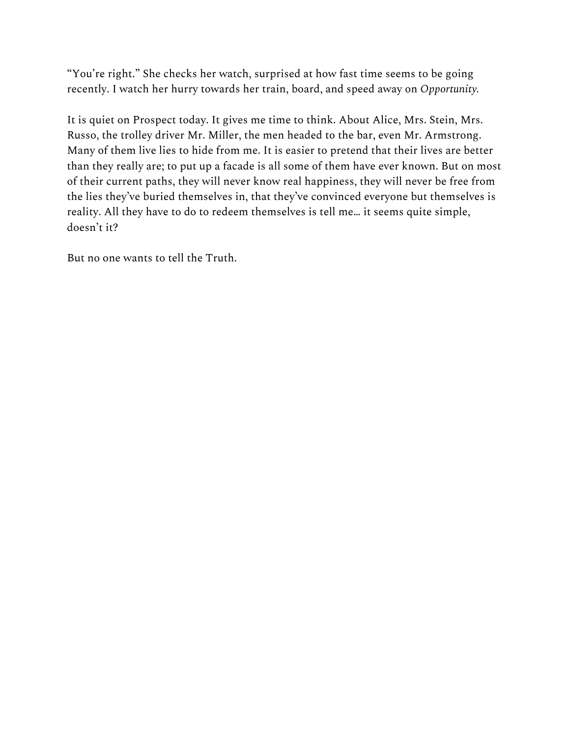"You're right." She checks her watch, surprised at how fast time seems to be going recently. I watch her hurry towards her train, board, and speed away on *Opportunity.*

It is quiet on Prospect today. It gives me time to think. About Alice, Mrs. Stein, Mrs. Russo, the trolley driver Mr. Miller, the men headed to the bar, even Mr. Armstrong. Many of them live lies to hide from me. It is easier to pretend that their lives are better than they really are; to put up a facade is all some of them have ever known. But on most of their current paths, they will never know real happiness, they will never be free from the lies they've buried themselves in, that they've convinced everyone but themselves is reality. All they have to do to redeem themselves is tell me… it seems quite simple, doesn't it?

But no one wants to tell the Truth.